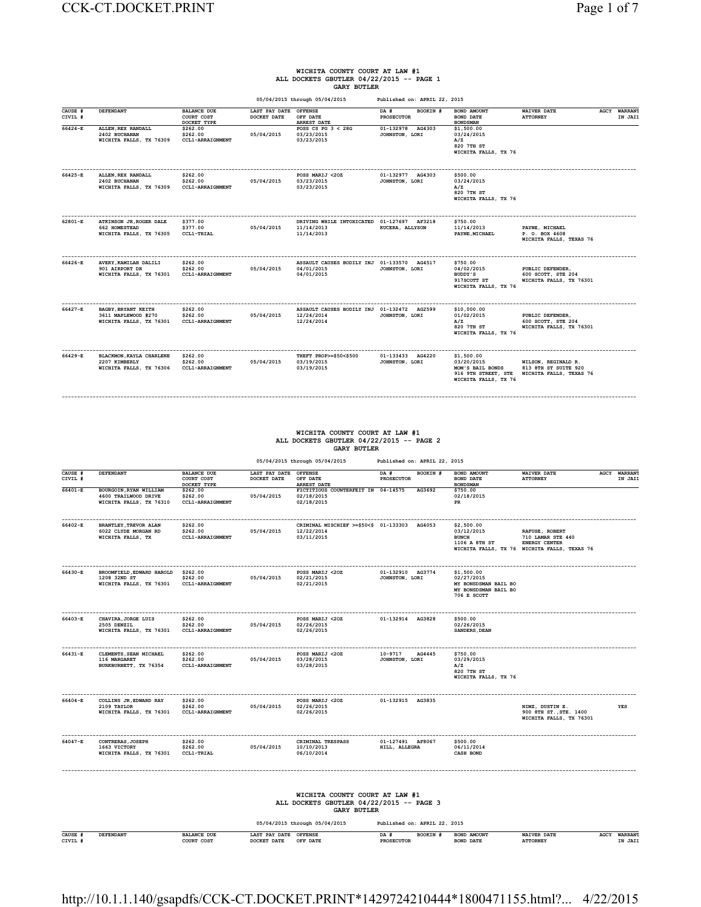# WICHITA COUNTY COURT AT LAW #1
## ALL DOCKETS GBUTLER 04/22/2015 -- PAGE 1
### GARY BUTLER

05/04/2015 through 05/04/2015 Published on: APRIL 22, 2015

| CAUSE # / CIVIL # | DEFENDANT | BALANCE DUE / COURT COST / DOCKET TYPE | LAST PAY DATE / DOCKET DATE | OFFENSE / OFF DATE / ARREST DATE | DA # / PROSECUTOR | BOOKIN # | BOND AMOUNT / BOND DATE / BONDSMAN | WAIVER DATE / ATTORNEY | AGCY | WARRANT / IN JAIL |
|---|---|---|---|---|---|---|---|---|---|---|
| 66424-E | ALLEN,REX RANDALL<br>2402 BUCHANAN<br>WICHITA FALLS, TX 76309 | $262.00<br>$262.00<br>CCL1-ARRAIGNMENT | 05/04/2015 | POSS CS PG 3 < 28G<br>03/23/2015<br>03/23/2015 | 01-132978<br>JOHNSTON, LORI | AG4303 | $1,500.00<br>03/24/2015<br>A/Z<br>820 7TH ST<br>WICHITA FALLS, TX 76 | | | |
| 66425-E | ALLEN,REX RANDALL<br>2402 BUCHANAN<br>WICHITA FALLS, TX 76309 | $262.00<br>$262.00<br>CCL1-ARRAIGNMENT | 05/04/2015 | POSS MARIJ <2OZ<br>03/23/2015<br>03/23/2015 | 01-132977<br>JOHNSTON, LORI | AG4303 | $500.00<br>03/24/2015<br>A/Z<br>820 7TH ST<br>WICHITA FALLS, TX 76 | | | |
| 62801-E | ATKINSON JR,ROGER DALE<br>662 HOMESTEAD<br>WICHITA FALLS, TX 76305 | $377.00<br>$377.00<br>CCL1-TRIAL | 05/04/2015 | DRIVING WHILE INTOXICATED<br>11/14/2013<br>11/14/2013 | 01-127697<br>KUCERA, ALLYSON | AF3218 | $750.00<br>11/14/2013<br>PAYNE,MICHAEL | PAYNE, MICHAEL<br>P. O. BOX 4608<br>WICHITA FALLS, TEXAS 76 | | |
| 66426-E | AVERY,KAMILAH DALILI<br>901 AIRPORT DR<br>WICHITA FALLS, TX 76301 | $262.00<br>$262.00<br>CCL1-ARRAIGNMENT | 05/04/2015 | ASSAULT CAUSES BODILY INJ<br>04/01/2015<br>04/01/2015 | 01-133570<br>JOHNSTON, LORI | AG4517 | $750.00<br>04/02/2015<br>BUDDY'S<br>917SCOTT ST<br>WICHITA FALLS, TX 76 | PUBLIC DEFENDER,<br>600 SCOTT, STE 204<br>WICHITA FALLS, TX 76301 | | |
| 66427-E | BAGBY,BRYANT KEITH<br>3611 MAPLEWOOD #270<br>WICHITA FALLS, TX 76301 | $262.00<br>$262.00<br>CCL1-ARRAIGNMENT | 05/04/2015 | ASSAULT CAUSES BODILY INJ<br>12/24/2014<br>12/24/2014 | 01-132472<br>JOHNSTON, LORI | AG2599 | $10,000.00<br>01/02/2015<br>A/Z<br>820 7TH ST<br>WICHITA FALLS, TX 76 | PUBLIC DEFENDER,<br>600 SCOTT, STE 204<br>WICHITA FALLS, TX 76301 | | |
| 66429-E | BLACKMON,KAYLA CHARLENE<br>2207 KIMBERLY<br>WICHITA FALLS, TX 76306 | $262.00<br>$262.00<br>CCL1-ARRAIGNMENT | 05/04/2015 | THEFT PROP>=$50<$500<br>03/19/2015<br>03/19/2015 | 01-133433<br>JOHNSTON, LORI | AG4220 | $1,500.00<br>03/20/2015<br>MOM'S BAIL BONDS<br>916 9TH STREET, STE<br>WICHITA FALLS, TX 76 | WILSON, REGINALD R.<br>813 8TH ST SUITE 920<br>WICHITA FALLS, TEXAS 76 | | |

# WICHITA COUNTY COURT AT LAW #1
## ALL DOCKETS GBUTLER 04/22/2015 -- PAGE 2
### GARY BUTLER

05/04/2015 through 05/04/2015 Published on: APRIL 22, 2015

| CAUSE # / CIVIL # | DEFENDANT | BALANCE DUE / COURT COST / DOCKET TYPE | LAST PAY DATE / DOCKET DATE | OFFENSE / OFF DATE / ARREST DATE | DA # / PROSECUTOR | BOOKIN # | BOND AMOUNT / BOND DATE / BONDSMAN | WAIVER DATE / ATTORNEY | AGCY | WARRANT / IN JAIL |
|---|---|---|---|---|---|---|---|---|---|---|
| 66401-E | BOURGOIN,RYAN WILLIAM<br>4600 TRAILWOOD DRIVE<br>WICHITA FALLS, TX 76310 | $262.00<br>$262.00<br>CCL1-ARRAIGNMENT | 05/04/2015 | FICTITIOUS COUNTERFEIT IN<br>02/18/2015<br>02/18/2015 | 04-14575 | AG3692 | $750.00<br>02/18/2015<br>PR | | | |
| 66402-E | BRANTLEY,TREVOR ALAN<br>6022 CLYDE MORGAN RD<br>WICHITA FALLS, TX | $262.00<br>$262.00<br>CCL1-ARRAIGNMENT | 05/04/2015 | CRIMINAL MISCHIEF >=$50<$<br>12/22/2014<br>03/11/2015 | 01-133303 | AG4053 | $2,500.00<br>03/12/2015<br>BUNCH<br>1106 A 8TH ST<br>WICHITA FALLS, TX 76 | RAFUSE, ROBERT<br>710 LAMAR STE 440<br>ENERGY CENTER<br>WICHITA FALLS, TEXAS 76 | | |
| 66430-E | BROOMFIELD,EDWARD HAROLD<br>1208 32ND ST<br>WICHITA FALLS, TX 76301 | $262.00<br>$262.00<br>CCL1-ARRAIGNMENT | 05/04/2015 | POSS MARIJ <2OZ<br>02/21/2015<br>02/21/2015 | 01-132910<br>JOHNSTON, LORI | AG3774 | $1,500.00<br>02/27/2015<br>MY BONDSMAN BAIL BO<br>MY BONDSMAN BAIL BO<br>706 E SCOTT | | | |
| 66403-E | CHAVIRA,JORGE LUIS<br>2505 DENZIL<br>WICHITA FALLS, TX 76301 | $262.00<br>$262.00<br>CCL1-ARRAIGNMENT | 05/04/2015 | POSS MARIJ <2OZ<br>02/26/2015<br>02/26/2015 | 01-132914 | AG3828 | $500.00<br>02/26/2015<br>SANDERS,DEAN | | | |
| 66431-E | CLEMENTS,SEAN MICHAEL<br>116 MARGARET<br>BURKBURNETT, TX 76354 | $262.00<br>$262.00<br>CCL1-ARRAIGNMENT | 05/04/2015 | POSS MARIJ <2OZ<br>03/28/2015<br>03/28/2015 | 10-9717<br>JOHNSTON, LORI | AG4445 | $750.00<br>03/29/2015<br>A/Z<br>820 7TH ST<br>WICHITA FALLS, TX 76 | | | |
| 66404-E | COLLINS JR,EDWARD RAY<br>2109 TAYLOR<br>WICHITA FALLS, TX 76301 | $262.00<br>$262.00<br>CCL1-ARRAIGNMENT | 05/04/2015 | POSS MARIJ <2OZ<br>02/26/2015<br>02/26/2015 | 01-132915 | AG3835 | | NIMZ, DUSTIN E.<br>900 8TH ST.,STE. 1400<br>WICHITA FALLS, TX 76301 | | YES |
| 64047-E | CONTRERAS,JOSEPH<br>1663 VICTORY<br>WICHITA FALLS, TX 76301 | $262.00<br>$262.00<br>CCL1-TRIAL | 05/04/2015 | CRIMINAL TRESPASS<br>10/10/2013<br>06/10/2014 | 01-127491<br>HILL, ALLEGRA | AF8067 | $500.00<br>06/11/2014<br>CASH BOND | | | |

# WICHITA COUNTY COURT AT LAW #1
## ALL DOCKETS GBUTLER 04/22/2015 -- PAGE 3
### GARY BUTLER

05/04/2015 through 05/04/2015 Published on: APRIL 22, 2015

| CAUSE # / CIVIL # | DEFENDANT | BALANCE DUE / COURT COST | LAST PAY DATE / DOCKET DATE | OFFENSE / OFF DATE | DA # / PROSECUTOR | BOOKIN # | BOND AMOUNT / BOND DATE | WAIVER DATE / ATTORNEY | AGCY | WARRANT / IN JAIL |
|---|---|---|---|---|---|---|---|---|---|---|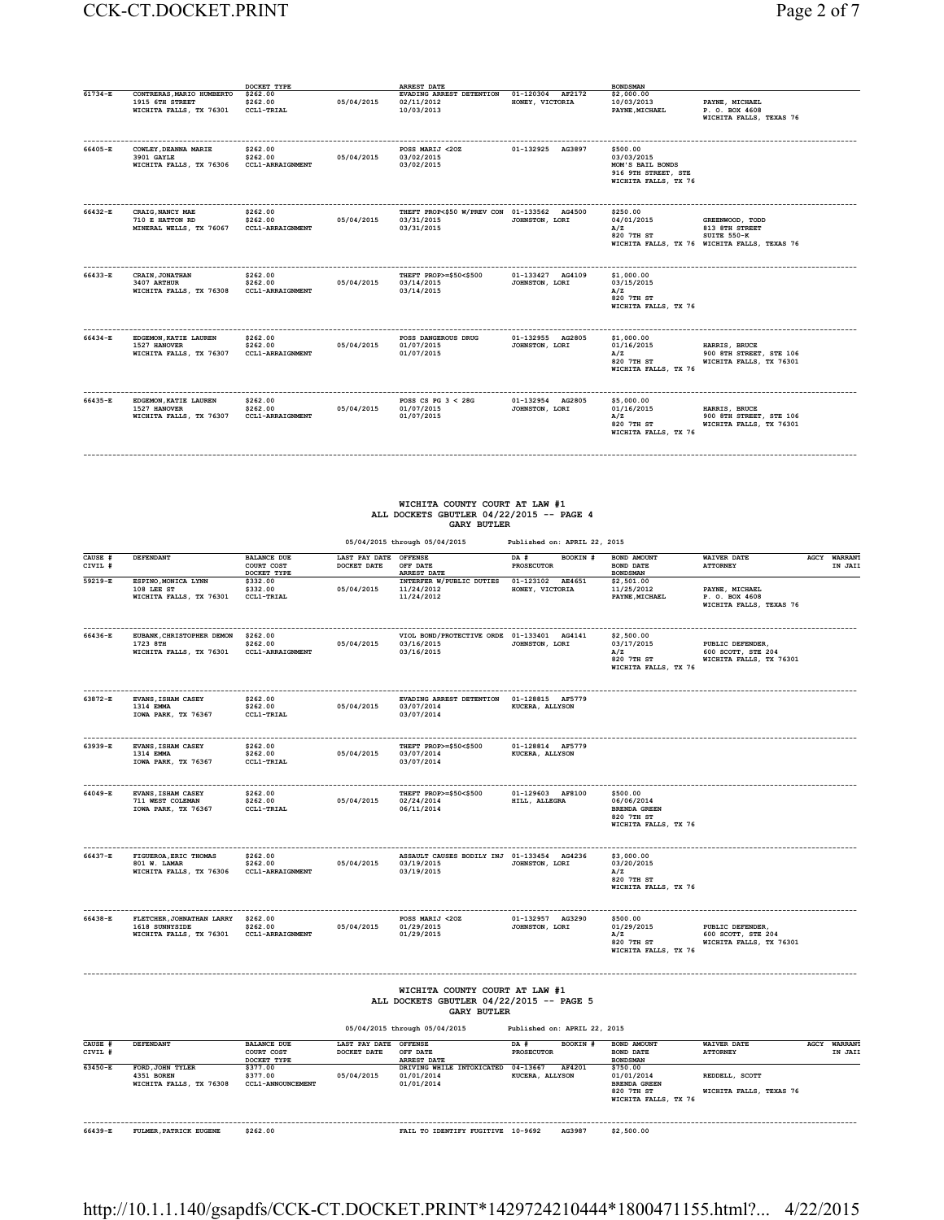| CAUSE # / CIVIL # | DEFENDANT | BALANCE DUE / COURT COST / DOCKET TYPE | LAST PAY DATE / DOCKET DATE | OFFENSE / OFF DATE / ARREST DATE | DA # / PROSECUTOR | BOOKIN # | BOND AMOUNT / BOND DATE / BONDSMAN | WAIVER DATE / ATTORNEY | AGCY | WARRANT / IN JAIL |
|---|---|---|---|---|---|---|---|---|---|---|
| 61734-E | CONTRERAS,MARIO HUMBERTO<br>1915 6TH STREET<br>WICHITA FALLS, TX 76301 | $262.00<br>$262.00<br>CCL1-TRIAL | 05/04/2015 | EVADING ARREST DETENTION<br>02/11/2012<br>10/03/2013 | 01-120304<br>HONEY, VICTORIA | AF2172 | $2,000.00<br>10/03/2013<br>PAYNE,MICHAEL | PAYNE, MICHAEL<br>P. O. BOX 4608<br>WICHITA FALLS, TEXAS 76 | | |
| 66405-E | COWLEY,DEANNA MARIE<br>3901 GAYLE<br>WICHITA FALLS, TX 76306 | $262.00<br>$262.00<br>CCL1-ARRAIGNMENT | 05/04/2015 | POSS MARIJ <2OZ<br>03/02/2015<br>03/02/2015 | 01-132925 | AG3897 | $500.00<br>03/03/2015<br>MOM'S BAIL BONDS<br>916 9TH STREET, STE<br>WICHITA FALLS, TX 76 | | | |
| 66432-E | CRAIG,NANCY MAE<br>710 E HATTON RD<br>MINERAL WELLS, TX 76067 | $262.00<br>$262.00<br>CCL1-ARRAIGNMENT | 05/04/2015 | THEFT PROP<$50 W/PREV CON<br>03/31/2015<br>03/31/2015 | 01-133562<br>JOHNSTON, LORI | AG4500 | $250.00<br>04/01/2015<br>A/Z<br>820 7TH ST<br>WICHITA FALLS, TX 76 | GREENWOOD, TODD<br>813 8TH STREET<br>SUITE 550-K<br>WICHITA FALLS, TEXAS 76 | | |
| 66433-E | CRAIN,JONATHAN<br>3407 ARTHUR<br>WICHITA FALLS, TX 76308 | $262.00<br>$262.00<br>CCL1-ARRAIGNMENT | 05/04/2015 | THEFT PROP>=$50<$500<br>03/14/2015<br>03/14/2015 | 01-133427<br>JOHNSTON, LORI | AG4109 | $1,000.00<br>03/15/2015<br>A/Z<br>820 7TH ST<br>WICHITA FALLS, TX 76 | | | |
| 66434-E | EDGEMON,KATIE LAUREN<br>1527 HANOVER<br>WICHITA FALLS, TX 76307 | $262.00<br>$262.00<br>CCL1-ARRAIGNMENT | 05/04/2015 | POSS DANGEROUS DRUG<br>01/07/2015<br>01/07/2015 | 01-132955<br>JOHNSTON, LORI | AG2805 | $1,000.00<br>01/16/2015<br>A/Z<br>820 7TH ST<br>WICHITA FALLS, TX 76 | HARRIS, BRUCE<br>900 8TH STREET, STE 106<br>WICHITA FALLS, TX 76301 | | |
| 66435-E | EDGEMON,KATIE LAUREN<br>1527 HANOVER<br>WICHITA FALLS, TX 76307 | $262.00<br>$262.00<br>CCL1-ARRAIGNMENT | 05/04/2015 | POSS CS PG 3 < 28G<br>01/07/2015<br>01/07/2015 | 01-132954<br>JOHNSTON, LORI | AG2805 | $5,000.00<br>01/16/2015<br>A/Z<br>820 7TH ST<br>WICHITA FALLS, TX 76 | HARRIS, BRUCE<br>900 8TH STREET, STE 106<br>WICHITA FALLS, TX 76301 | | |

## WICHITA COUNTY COURT AT LAW #1
## ALL DOCKETS GBUTLER 04/22/2015 -- PAGE 4
## GARY BUTLER

05/04/2015 through 05/04/2015 Published on: APRIL 22, 2015

| CAUSE # / CIVIL # | DEFENDANT | BALANCE DUE / COURT COST / DOCKET TYPE | LAST PAY DATE / DOCKET DATE | OFFENSE / OFF DATE / ARREST DATE | DA # / PROSECUTOR | BOOKIN # | BOND AMOUNT / BOND DATE / BONDSMAN | WAIVER DATE / ATTORNEY | AGCY | WARRANT / IN JAIL |
|---|---|---|---|---|---|---|---|---|---|---|
| 59219-E | ESPINO,MONICA LYNN<br>108 LEE ST<br>WICHITA FALLS, TX 76301 | $332.00<br>$332.00<br>CCL1-TRIAL | 05/04/2015 | INTERFER W/PUBLIC DUTIES<br>11/24/2012<br>11/24/2012 | 01-123102<br>HONEY, VICTORIA | AE4651 | $2,501.00<br>11/25/2012<br>PAYNE,MICHAEL | PAYNE, MICHAEL<br>P. O. BOX 4608<br>WICHITA FALLS, TEXAS 76 | | |
| 66436-E | EUBANK,CHRISTOPHER DEMON<br>1723 8TH<br>WICHITA FALLS, TX 76301 | $262.00<br>$262.00<br>CCL1-ARRAIGNMENT | 05/04/2015 | VIOL BOND/PROTECTIVE ORDE<br>03/16/2015<br>03/16/2015 | 01-133401<br>JOHNSTON, LORI | AG4141 | $2,500.00<br>03/17/2015<br>A/Z<br>820 7TH ST<br>WICHITA FALLS, TX 76 | PUBLIC DEFENDER,<br>600 SCOTT, STE 204<br>WICHITA FALLS, TX 76301 | | |
| 63872-E | EVANS,ISHAM CASEY<br>1314 EMMA<br>IOWA PARK, TX 76367 | $262.00<br>$262.00<br>CCL1-TRIAL | 05/04/2015 | EVADING ARREST DETENTION<br>03/07/2014<br>03/07/2014 | 01-128815<br>KUCERA, ALLYSON | AF5779 | | | | |
| 63939-E | EVANS,ISHAM CASEY<br>1314 EMMA<br>IOWA PARK, TX 76367 | $262.00<br>$262.00<br>CCL1-TRIAL | 05/04/2015 | THEFT PROP>=$50<$500<br>03/07/2014<br>03/07/2014 | 01-128814<br>KUCERA, ALLYSON | AF5779 | | | | |
| 64049-E | EVANS,ISHAM CASEY<br>711 WEST COLEMAN<br>IOWA PARK, TX 76367 | $262.00<br>$262.00<br>CCL1-TRIAL | 05/04/2015 | THEFT PROP>=$50<$500<br>02/24/2014<br>06/11/2014 | 01-129603<br>HILL, ALLEGRA | AF8100 | $500.00<br>06/06/2014<br>BRENDA GREEN<br>820 7TH ST<br>WICHITA FALLS, TX 76 | | | |
| 66437-E | FIGUEROA,ERIC THOMAS<br>801 W. LAMAR<br>WICHITA FALLS, TX 76306 | $262.00<br>$262.00<br>CCL1-ARRAIGNMENT | 05/04/2015 | ASSAULT CAUSES BODILY INJ<br>03/19/2015<br>03/19/2015 | 01-133454<br>JOHNSTON, LORI | AG4236 | $3,000.00<br>03/20/2015<br>A/Z<br>820 7TH ST<br>WICHITA FALLS, TX 76 | | | |
| 66438-E | FLETCHER,JOHNATHAN LARRY<br>1618 SUNNYSIDE<br>WICHITA FALLS, TX 76301 | $262.00<br>$262.00<br>CCL1-ARRAIGNMENT | 05/04/2015 | POSS MARIJ <2OZ<br>01/29/2015<br>01/29/2015 | 01-132957<br>JOHNSTON, LORI | AG3290 | $500.00<br>01/29/2015<br>A/Z<br>820 7TH ST<br>WICHITA FALLS, TX 76 | PUBLIC DEFENDER,<br>600 SCOTT, STE 204<br>WICHITA FALLS, TX 76301 | | |

## WICHITA COUNTY COURT AT LAW #1
## ALL DOCKETS GBUTLER 04/22/2015 -- PAGE 5
## GARY BUTLER

05/04/2015 through 05/04/2015 Published on: APRIL 22, 2015

| CAUSE # / CIVIL # | DEFENDANT | BALANCE DUE / COURT COST / DOCKET TYPE | LAST PAY DATE / DOCKET DATE | OFFENSE / OFF DATE / ARREST DATE | DA # / PROSECUTOR | BOOKIN # | BOND AMOUNT / BOND DATE / BONDSMAN | WAIVER DATE / ATTORNEY | AGCY | WARRANT / IN JAIL |
|---|---|---|---|---|---|---|---|---|---|---|
| 63450-E | FORD,JOHN TYLER<br>4351 BOREN<br>WICHITA FALLS, TX 76308 | $377.00<br>$377.00<br>CCL1-ANNOUNCEMENT | 05/04/2015 | DRIVING WHILE INTOXICATED<br>01/01/2014<br>01/01/2014 | 04-13667<br>KUCERA, ALLYSON | AF4201 | $750.00<br>01/01/2014<br>BRENDA GREEN<br>820 7TH ST<br>WICHITA FALLS, TX 76 | REDDELL, SCOTT<br><br>WICHITA FALLS, TEXAS 76 | | |
| 66439-E | FULMER,PATRICK EUGENE | $262.00 | | FAIL TO IDENTIFY FUGITIVE | 10-9692 | AG3987 | $2,500.00 | | | |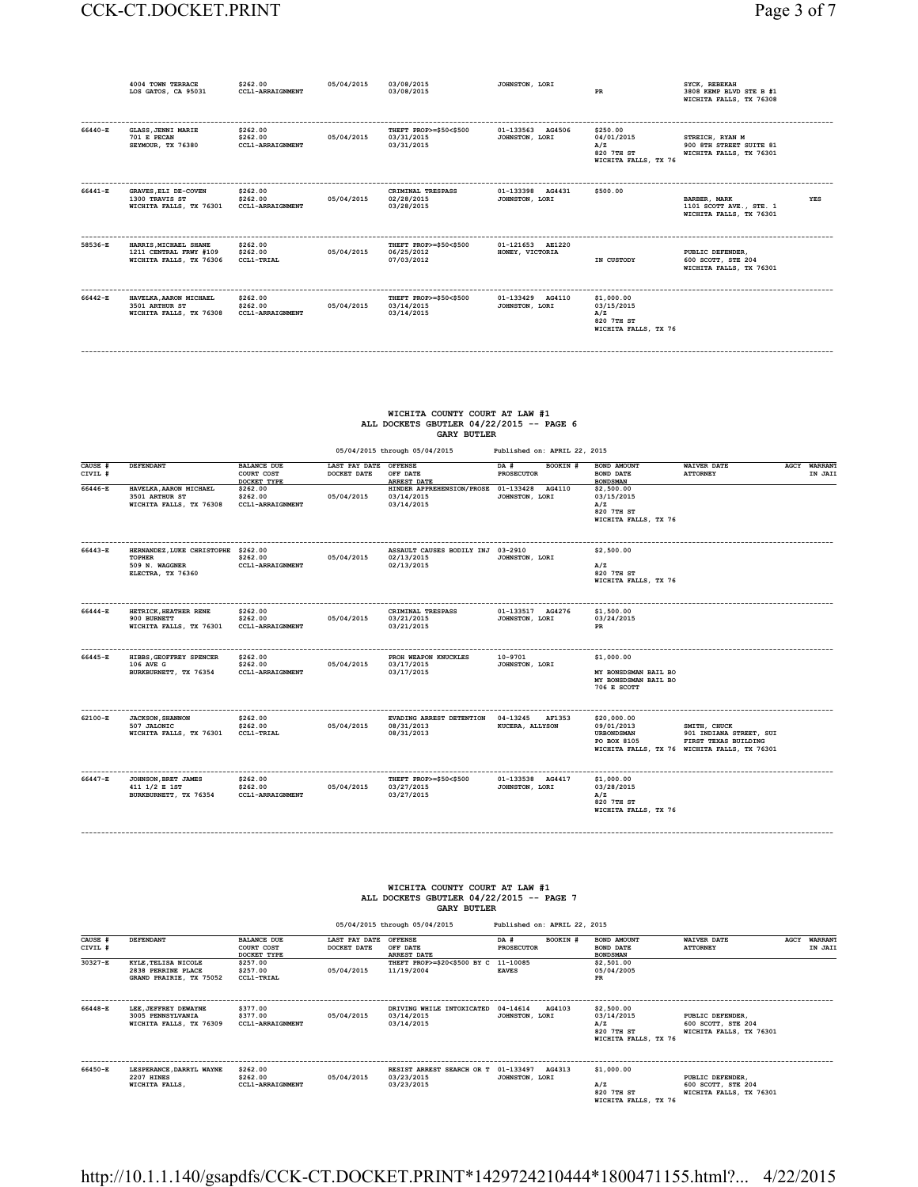| CAUSE # CIVIL # | DEFENDANT | BALANCE DUE COURT COST DOCKET TYPE | LAST PAY DATE DOCKET DATE | OFFENSE OFF DATE ARREST DATE | DA # BOOKIN # PROSECUTOR | BOND AMOUNT BOND DATE BONDSMAN | WAIVER DATE ATTORNEY | AGCY | WARRANT IN JAIL |
|---|---|---|---|---|---|---|---|---|---|
| | 4004 TOWN TERRACE LOS GATOS, CA 95031 | $262.00 CCL1-ARRAIGNMENT | 05/04/2015 | 03/08/2015 03/08/2015 | JOHNSTON, LORI | PR | SYCK, REBEKAH 3808 KEMP BLVD STE B #1 WICHITA FALLS, TX 76308 | | |
| 66440-E | GLASS,JENNI MARIE 701 E PECAN SEYMOUR, TX 76380 | $262.00 $262.00 CCL1-ARRAIGNMENT | 05/04/2015 | THEFT PROP>=$50<$500 03/31/2015 03/31/2015 | 01-133563 AG4506 JOHNSTON, LORI | $250.00 04/01/2015 A/Z 820 7TH ST WICHITA FALLS, TX 76 | STREICH, RYAN M 900 8TH STREET SUITE 81 WICHITA FALLS, TX 76301 | | |
| 66441-E | GRAVES,ELI DE-COVEN 1300 TRAVIS ST WICHITA FALLS, TX 76301 | $262.00 $262.00 CCL1-ARRAIGNMENT | 05/04/2015 | CRIMINAL TRESPASS 02/28/2015 03/28/2015 | 01-133398 AG4431 JOHNSTON, LORI | $500.00 | BARBER, MARK 1101 SCOTT AVE., STE. 1 WICHITA FALLS, TX 76301 | | YES |
| 58536-E | HARRIS,MICHAEL SHANE 1211 CENTRAL FRWY #109 WICHITA FALLS, TX 76306 | $262.00 $262.00 CCL1-TRIAL | 05/04/2015 | THEFT PROP>=$50<$500 06/25/2012 07/03/2012 | 01-121653 AE1220 HONEY, VICTORIA | IN CUSTODY | PUBLIC DEFENDER, 600 SCOTT, STE 204 WICHITA FALLS, TX 76301 | | |
| 66442-E | HAVELKA,AARON MICHAEL 3501 ARTHUR ST WICHITA FALLS, TX 76308 | $262.00 $262.00 CCL1-ARRAIGNMENT | 05/04/2015 | THEFT PROP>=$50<$500 03/14/2015 03/14/2015 | 01-133429 AG4110 JOHNSTON, LORI | $1,000.00 03/15/2015 A/Z 820 7TH ST WICHITA FALLS, TX 76 | | | |

## WICHITA COUNTY COURT AT LAW #1
## ALL DOCKETS GBUTLER 04/22/2015 -- PAGE 6
## GARY BUTLER

05/04/2015 through 05/04/2015 Published on: APRIL 22, 2015

| CAUSE # CIVIL # | DEFENDANT | BALANCE DUE COURT COST DOCKET TYPE | LAST PAY DATE DOCKET DATE | OFFENSE OFF DATE ARREST DATE | DA # BOOKIN # PROSECUTOR | BOND AMOUNT BOND DATE BONDSMAN | WAIVER DATE ATTORNEY | AGCY | WARRANT IN JAIL |
|---|---|---|---|---|---|---|---|---|---|
| 66446-E | HAVELKA,AARON MICHAEL 3501 ARTHUR ST WICHITA FALLS, TX 76308 | $262.00 $262.00 CCL1-ARRAIGNMENT | 05/04/2015 | HINDER APPREHENSION/PROSE 03/14/2015 03/14/2015 | 01-133428 AG4110 JOHNSTON, LORI | $2,500.00 03/15/2015 A/Z 820 7TH ST WICHITA FALLS, TX 76 | | | |
| 66443-E | HERNANDEZ,LUKE CHRISTOPHE TOPHER 509 N. WAGGNER ELECTRA, TX 76360 | $262.00 $262.00 CCL1-ARRAIGNMENT | 05/04/2015 | ASSAULT CAUSES BODILY INJ 02/13/2015 02/13/2015 | 03-2910 JOHNSTON, LORI | $2,500.00 A/Z 820 7TH ST WICHITA FALLS, TX 76 | | | |
| 66444-E | HETRICK,HEATHER RENE 900 BURNETT WICHITA FALLS, TX 76301 | $262.00 $262.00 CCL1-ARRAIGNMENT | 05/04/2015 | CRIMINAL TRESPASS 03/21/2015 03/21/2015 | 01-133517 AG4276 JOHNSTON, LORI | $1,500.00 03/24/2015 PR | | | |
| 66445-E | HIBBS,GEOFFREY SPENCER 106 AVE G BURKBURNETT, TX 76354 | $262.00 $262.00 CCL1-ARRAIGNMENT | 05/04/2015 | PROH WEAPON KNUCKLES 03/17/2015 03/17/2015 | 10-9701 JOHNSTON, LORI | $1,000.00 MY BONDSMAN BAIL BO MY BONDSMAN BAIL BO 706 E SCOTT | | | |
| 62100-E | JACKSON,SHANNON 507 JALONIC WICHITA FALLS, TX 76301 | $262.00 $262.00 CCL1-TRIAL | 05/04/2015 | EVADING ARREST DETENTION 08/31/2013 08/31/2013 | 04-13245 AF1353 KUCERA, ALLYSON | $20,000.00 09/01/2013 URBONDSMAN PO BOX 8105 WICHITA FALLS, TX 76 | SMITH, CHUCK 901 INDIANA STREET, SUI FIRST TEXAS BUILDING WICHITA FALLS, TX 76301 | | |
| 66447-E | JOHNSON,BRET JAMES 411 1/2 E 1ST BURKBURNETT, TX 76354 | $262.00 $262.00 CCL1-ARRAIGNMENT | 05/04/2015 | THEFT PROP>=$50<$500 03/27/2015 03/27/2015 | 01-133538 AG4417 JOHNSTON, LORI | $1,000.00 03/28/2015 A/Z 820 7TH ST WICHITA FALLS, TX 76 | | | |

## WICHITA COUNTY COURT AT LAW #1
## ALL DOCKETS GBUTLER 04/22/2015 -- PAGE 7
## GARY BUTLER

05/04/2015 through 05/04/2015 Published on: APRIL 22, 2015

| CAUSE # CIVIL # | DEFENDANT | BALANCE DUE COURT COST DOCKET TYPE | LAST PAY DATE DOCKET DATE | OFFENSE OFF DATE ARREST DATE | DA # BOOKIN # PROSECUTOR | BOND AMOUNT BOND DATE BONDSMAN | WAIVER DATE ATTORNEY | AGCY | WARRANT IN JAIL |
|---|---|---|---|---|---|---|---|---|---|
| 30327-E | KYLE,TELISA NICOLE 2838 PERRINE PLACE GRAND PRAIRIE, TX 75052 | $257.00 $257.00 CCL1-TRIAL | 05/04/2015 | THEFT PROP>=$20<$500 BY C 11/19/2004 | 11-10085 EAVES | $2,501.00 05/04/2005 PR | | | |
| 66448-E | LEE,JEFFREY DEWAYNE 3005 PENNSYLVANIA WICHITA FALLS, TX 76309 | $377.00 $377.00 CCL1-ARRAIGNMENT | 05/04/2015 | DRIVING WHILE INTOXICATED 03/14/2015 03/14/2015 | 04-14614 AG4103 JOHNSTON, LORI | $2,500.00 03/14/2015 A/Z 820 7TH ST WICHITA FALLS, TX 76 | PUBLIC DEFENDER, 600 SCOTT, STE 204 WICHITA FALLS, TX 76301 | | |
| 66450-E | LESPERANCE,DARRYL WAYNE 2207 HINES WICHITA FALLS, | $262.00 $262.00 CCL1-ARRAIGNMENT | 05/04/2015 | RESIST ARREST SEARCH OR T 03/23/2015 03/23/2015 | 01-133497 AG4313 JOHNSTON, LORI | $1,000.00 A/Z 820 7TH ST WICHITA FALLS, TX 76 | PUBLIC DEFENDER, 600 SCOTT, STE 204 WICHITA FALLS, TX 76301 | | |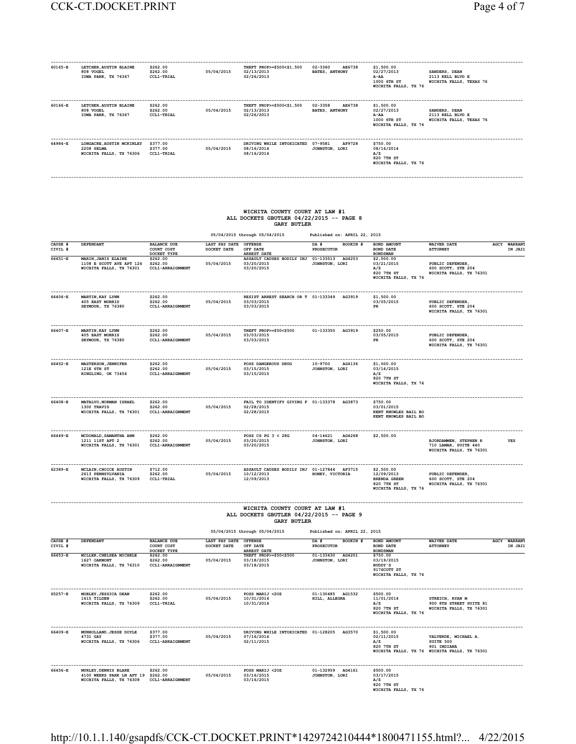| CAUSE # / CIVIL # | DEFENDANT | BALANCE DUE / COURT COST / DOCKET TYPE | LAST PAY DATE / DOCKET DATE | OFFENSE / OFF DATE / ARREST DATE | DA # / PROSECUTOR | BOOKIN # | BOND AMOUNT / BOND DATE / BONDSMAN | WAIVER DATE / ATTORNEY | AGCY | WARRANT IN JAIL |
|---|---|---|---|---|---|---|---|---|---|---|
| 60165-E | LETCHER,AUSTIN BLAINE 808 VOGEL IOWA PARK, TX 76367 | $262.00 $262.00 CCL1-TRIAL | 05/04/2015 | THEFT PROP>=$500<$1,500 02/13/2013 02/26/2013 | 02-3360 BATES, ANTHONY | AE6738 | $1,500.00 02/27/2013 A-AA 1000 6TH ST WICHITA FALLS, TX 76 | SANDERS, DEAN 2113 KELL BLVD E WICHITA FALLS, TEXAS 76 | | |
| 60166-E | LETCHER,AUSTIN BLAINE 808 VOGEL IOWA PARK, TX 76367 | $262.00 $262.00 CCL1-TRIAL | 05/04/2015 | THEFT PROP>=$500<$1,500 02/13/2013 02/26/2013 | 02-3358 BATES, ANTHONY | AE6738 | $1,500.00 02/27/2013 A-AA 1000 6TH ST WICHITA FALLS, TX 76 | SANDERS, DEAN 2113 KELL BLVD E WICHITA FALLS, TEXAS 76 | | |
| 64984-E | LONGACRE,AUSTIN MCKINLEY 2208 SELMA WICHITA FALLS, TX 76306 | $377.00 $377.00 CCL1-TRIAL | 05/04/2015 | DRIVING WHILE INTOXICATED 08/16/2014 08/16/2014 | 07-9581 JOHNSTON, LORI | AF9728 | $750.00 08/16/2014 A/Z 820 7TH ST WICHITA FALLS, TX 76 | | | |

## WICHITA COUNTY COURT AT LAW #1
## ALL DOCKETS GBUTLER 04/22/2015 -- PAGE 8
## GARY BUTLER

05/04/2015 through 05/04/2015 Published on: APRIL 22, 2015

| CAUSE # / CIVIL # | DEFENDANT | BALANCE DUE / COURT COST / DOCKET TYPE | LAST PAY DATE / DOCKET DATE | OFFENSE / OFF DATE / ARREST DATE | DA # / PROSECUTOR | BOOKIN # | BOND AMOUNT / BOND DATE / BONDSMAN | WAIVER DATE / ATTORNEY | AGCY | WARRANT IN JAIL |
|---|---|---|---|---|---|---|---|---|---|---|
| 66451-E | MARIN,JANIS ELAINE 1108 E SCOTT AVE APT 124 WICHITA FALLS, TX 76301 | $262.00 $262.00 CCL1-ARRAIGNMENT | 05/04/2015 | ASSAULT CAUSES BODILY INJ 03/20/2015 03/20/2015 | 01-133513 JOHNSTON, LORI | AG4253 | $2,500.00 03/21/2015 A/Z 820 7TH ST WICHITA FALLS, TX 76 | PUBLIC DEFENDER, 600 SCOTT, STE 204 WICHITA FALLS, TX 76301 | | |
| 66406-E | MARTIN,KAY LYNN 405 EAST MORRIS SEYMOUR, TX 76380 | $262.00 $262.00 CCL1-ARRAIGNMENT | 05/04/2015 | RESIST ARREST SEARCH OR T 03/03/2015 03/03/2015 | 01-133349 | AG3919 | $1,500.00 03/05/2015 PR | PUBLIC DEFENDER, 600 SCOTT, STE 204 WICHITA FALLS, TX 76301 | | |
| 66407-E | MARTIN,KAY LYNN 405 EAST MORRIS SEYMOUR, TX 76380 | $262.00 $262.00 CCL1-ARRAIGNMENT | 05/04/2015 | THEFT PROP>=$50<$500 03/03/2015 03/03/2015 | 01-133350 | AG3919 | $250.00 03/05/2015 PR | PUBLIC DEFENDER, 600 SCOTT, STE 204 WICHITA FALLS, TX 76301 | | |
| 66452-E | MASTERSON,JENNIFER 121E 6TH ST RINGLING, OK 73456 | $262.00 $262.00 CCL1-ARRAIGNMENT | 05/04/2015 | POSS DANGEROUS DRUG 03/15/2015 03/15/2015 | 10-9700 JOHNSTON, LORI | AG4136 | $1,000.00 03/16/2015 A/Z 820 7TH ST WICHITA FALLS, TX 76 | | | |
| 66408-E | MATALVO,NORMAN ISRAEL 1300 TRAVIS WICHITA FALLS, TX 76301 | $262.00 $262.00 CCL1-ARRAIGNMENT | 05/04/2015 | FAIL TO IDENTIFY GIVING F 02/28/2015 02/28/2015 | 01-133378 | AG3873 | $750.00 03/01/2015 KENT KNOWLES BAIL BO KENT KNOWLES BAIL BO | | | |
| 66449-E | MCDONALD,SAMANTHA ANN 1211 11ST APT 2 WICHITA FALLS, TX 76301 | $262.00 $262.00 CCL1-ARRAIGNMENT | 05/04/2015 | POSS CS PG 3 < 28G 03/20/2015 03/20/2015 | 04-14621 JOHNSTON, LORI | AG4268 | $2,500.00 | BJORDAMMEN, STEPHEN R 710 LAMAR, SUITE 440 WICHITA FALLS, TX 76301 | | YES |
| 62389-E | MCLAIN,CHOICE AUSTIN 2613 PENNSYLVANIA WICHITA FALLS, TX 76309 | $712.00 $262.00 CCL1-TRIAL | 05/04/2015 | ASSAULT CAUSES BODILY INJ 10/12/2013 12/09/2013 | 01-127844 HONEY, VICTORIA | AF3715 | $2,500.00 12/09/2013 BRENDA GREEN 820 7TH ST WICHITA FALLS, TX 76 | PUBLIC DEFENDER, 600 SCOTT, STE 204 WICHITA FALLS, TX 76301 | | |

## WICHITA COUNTY COURT AT LAW #1
## ALL DOCKETS GBUTLER 04/22/2015 -- PAGE 9
## GARY BUTLER

05/04/2015 through 05/04/2015 Published on: APRIL 22, 2015

| CAUSE # / CIVIL # | DEFENDANT | BALANCE DUE / COURT COST / DOCKET TYPE | LAST PAY DATE / DOCKET DATE | OFFENSE / OFF DATE / ARREST DATE | DA # / PROSECUTOR | BOOKIN # | BOND AMOUNT / BOND DATE / BONDSMAN | WAIVER DATE / ATTORNEY | AGCY | WARRANT IN JAIL |
|---|---|---|---|---|---|---|---|---|---|---|
| 66453-E | MILLER,CHELSEA MICHELE 1627 OAKMONT WICHITA FALLS, TX 76310 | $262.00 $262.00 CCL1-ARRAIGNMENT | 05/04/2015 | THEFT PROP>=$50<$500 03/18/2015 03/18/2015 | 01-133430 JOHNSTON, LORI | AG4201 | $750.00 03/19/2015 BUDDY'S 917SCOTT ST WICHITA FALLS, TX 76 | | | |
| 65257-E | MOBLEY,JESSICA DEAN 1615 TILDEN WICHITA FALLS, TX 76309 | $262.00 $262.00 CCL1-TRIAL | 05/04/2015 | POSS MARIJ <2OZ 10/31/2014 10/31/2014 | 01-130485 HILL, ALLEGRA | AG1532 | $500.00 11/01/2014 A/Z 820 7TH ST WICHITA FALLS, TX 76 | STREICH, RYAN M 900 8TH STREET SUITE 81 WICHITA FALLS, TX 76301 | | |
| 66409-E | MUNHOLLAND,JESSE DOYLE 4731 GAY WICHITA FALLS, TX 76306 | $377.00 $377.00 CCL1-ARRAIGNMENT | 05/04/2015 | DRIVING WHILE INTOXICATED 07/16/2014 02/11/2015 | 01-128205 | AG3570 | $1,500.00 02/11/2015 A/Z 820 7TH ST WICHITA FALLS, TX 76 | VALVERDE, MICHAEL A. SUITE 500 901 INDIANA WICHITA FALLS, TX 76301 | | |
| 66456-E | MURLEY,DENNIS BLAKE 4100 WEEKS PARK LN APT 19 WICHITA FALLS, TX 76308 | $262.00 $262.00 CCL1-ARRAIGNMENT | 05/04/2015 | POSS MARIJ <2OZ 03/16/2015 03/16/2015 | 01-132959 JOHNSTON, LORI | AG4161 | $500.00 03/17/2015 A/Z 820 7TH ST WICHITA FALLS, TX 76 | | | |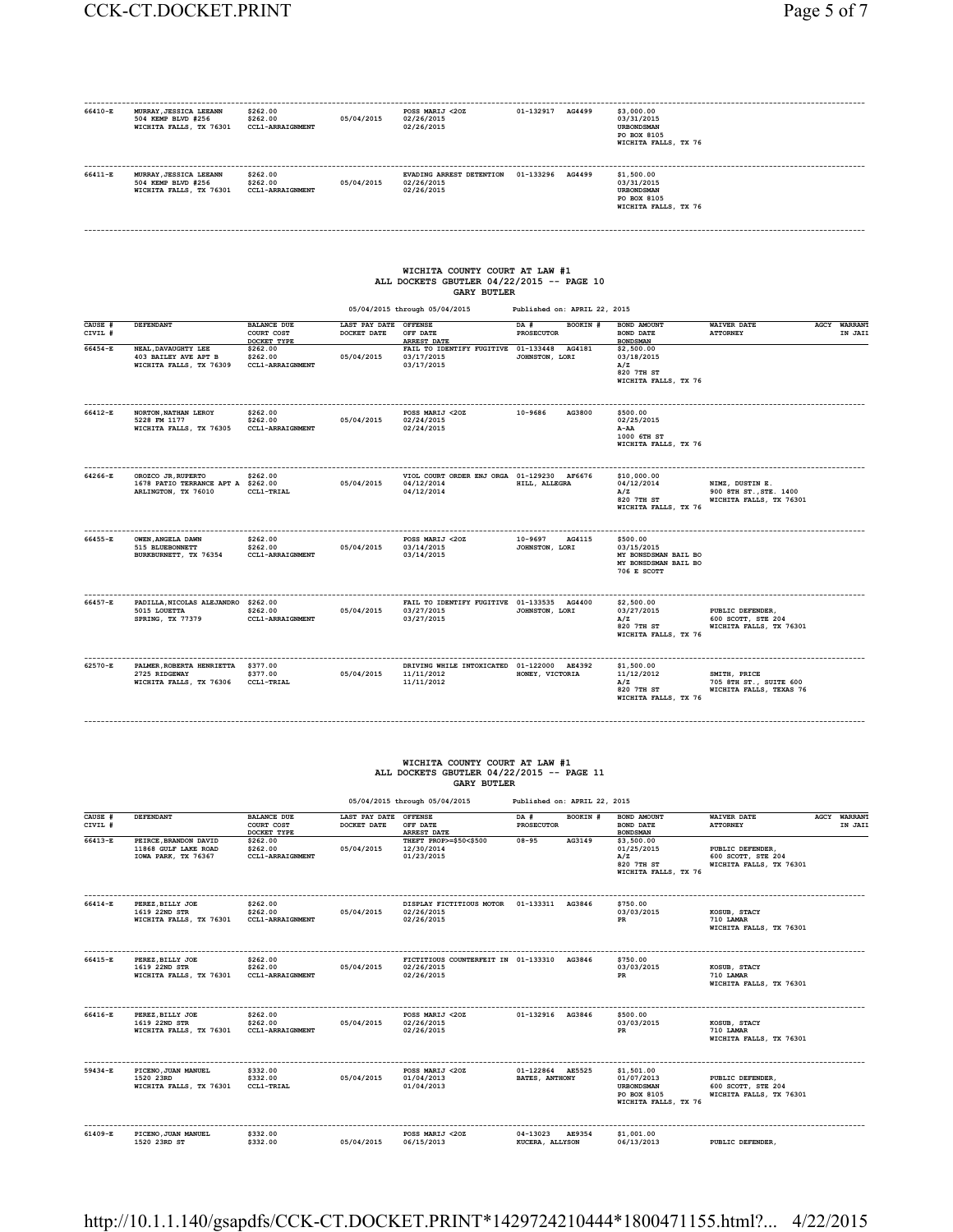| CAUSE # / CIVIL # | DEFENDANT | BALANCE DUE / COURT COST / DOCKET TYPE | LAST PAY DATE / DOCKET DATE | OFFENSE / OFF DATE / ARREST DATE | DA # / PROSECUTOR | BOOKIN # | BOND AMOUNT / BOND DATE / BONDSMAN | WAIVER DATE / ATTORNEY | AGCY | WARRANT IN JAIL |
|---|---|---|---|---|---|---|---|---|---|---|
| 66410-E | MURRAY,JESSICA LEEANN 504 KEMP BLVD #256 WICHITA FALLS, TX 76301 | $262.00 $262.00 CCL1-ARRAIGNMENT | 05/04/2015 | POSS MARIJ <2OZ 02/26/2015 02/26/2015 | 01-132917 | AG4499 | $3,000.00 03/31/2015 URBONDSMAN PO BOX 8105 WICHITA FALLS, TX 76 | | | |
| 66411-E | MURRAY,JESSICA LEEANN 504 KEMP BLVD #256 WICHITA FALLS, TX 76301 | $262.00 $262.00 CCL1-ARRAIGNMENT | 05/04/2015 | EVADING ARREST DETENTION 02/26/2015 02/26/2015 | 01-133296 | AG4499 | $1,500.00 03/31/2015 URBONDSMAN PO BOX 8105 WICHITA FALLS, TX 76 | | | |

## WICHITA COUNTY COURT AT LAW #1
## ALL DOCKETS GBUTLER 04/22/2015 -- PAGE 10
## GARY BUTLER

05/04/2015 through 05/04/2015 Published on: APRIL 22, 2015

| CAUSE # / CIVIL # | DEFENDANT | BALANCE DUE / COURT COST / DOCKET TYPE | LAST PAY DATE / DOCKET DATE | OFFENSE / OFF DATE / ARREST DATE | DA # / PROSECUTOR | BOOKIN # | BOND AMOUNT / BOND DATE / BONDSMAN | WAIVER DATE / ATTORNEY | AGCY | WARRANT IN JAIL |
|---|---|---|---|---|---|---|---|---|---|---|
| 66454-E | NEAL,DAVAUGHTY LEE 403 BAILEY AVE APT B WICHITA FALLS, TX 76309 | $262.00 $262.00 CCL1-ARRAIGNMENT | 05/04/2015 | FAIL TO IDENTIFY FUGITIVE 03/17/2015 03/17/2015 | 01-133448 JOHNSTON, LORI | AG4181 | $2,500.00 03/18/2015 A/Z 820 7TH ST WICHITA FALLS, TX 76 | | | |
| 66412-E | NORTON,NATHAN LEROY 5228 FM 1177 WICHITA FALLS, TX 76305 | $262.00 $262.00 CCL1-ARRAIGNMENT | 05/04/2015 | POSS MARIJ <2OZ 02/24/2015 02/24/2015 | 10-9686 | AG3800 | $500.00 02/25/2015 A-AA 1000 6TH ST WICHITA FALLS, TX 76 | | | |
| 64266-E | OROZCO JR,RUPERTO 1678 PATIO TERRANCE APT A ARLINGTON, TX 76010 | $262.00 $262.00 CCL1-TRIAL | 05/04/2015 | VIOL COURT ORDER ENJ ORGA 04/12/2014 04/12/2014 | 01-129230 HILL, ALLEGRA | AF6676 | $10,000.00 04/12/2014 A/Z 820 7TH ST WICHITA FALLS, TX 76 | NIMZ, DUSTIN E. 900 8TH ST.,STE. 1400 WICHITA FALLS, TX 76301 | | |
| 66455-E | OWEN,ANGELA DAWN 515 BLUEBONNETT BURKBURNETT, TX 76354 | $262.00 $262.00 CCL1-ARRAIGNMENT | 05/04/2015 | POSS MARIJ <2OZ 03/14/2015 03/14/2015 | 10-9697 JOHNSTON, LORI | AG4115 | $500.00 03/15/2015 MY BONDSDSMAN BAIL BO MY BONDSDSMAN BAIL BO 706 E SCOTT | | | |
| 66457-E | PADILLA,NICOLAS ALEJANDRO 5015 LOUETTA SPRING, TX 77379 | $262.00 $262.00 CCL1-ARRAIGNMENT | 05/04/2015 | FAIL TO IDENTIFY FUGITIVE 03/27/2015 03/27/2015 | 01-133535 JOHNSTON, LORI | AG4400 | $2,500.00 03/27/2015 A/Z 820 7TH ST WICHITA FALLS, TX 76 | PUBLIC DEFENDER, 600 SCOTT, STE 204 WICHITA FALLS, TX 76301 | | |
| 62570-E | PALMER,ROBERTA HENRIETTA 2725 RIDGEWAY WICHITA FALLS, TX 76306 | $377.00 $377.00 CCL1-TRIAL | 05/04/2015 | DRIVING WHILE INTOXICATED 11/11/2012 11/11/2012 | 01-122000 HONEY, VICTORIA | AE4392 | $1,500.00 11/12/2012 A/Z 820 7TH ST WICHITA FALLS, TX 76 | SMITH, PRICE 705 8TH ST., SUITE 600 WICHITA FALLS, TEXAS 76 | | |

## WICHITA COUNTY COURT AT LAW #1
## ALL DOCKETS GBUTLER 04/22/2015 -- PAGE 11
## GARY BUTLER

05/04/2015 through 05/04/2015 Published on: APRIL 22, 2015

| CAUSE # / CIVIL # | DEFENDANT | BALANCE DUE / COURT COST / DOCKET TYPE | LAST PAY DATE / DOCKET DATE | OFFENSE / OFF DATE / ARREST DATE | DA # / PROSECUTOR | BOOKIN # | BOND AMOUNT / BOND DATE / BONDSMAN | WAIVER DATE / ATTORNEY | AGCY | WARRANT IN JAIL |
|---|---|---|---|---|---|---|---|---|---|---|
| 66413-E | PEIRCE,BRANDON DAVID 11868 GULF LAKE ROAD IOWA PARK, TX 76367 | $262.00 $262.00 CCL1-ARRAIGNMENT | 05/04/2015 | THEFT PROP>=$50<$500 12/30/2014 01/23/2015 | 08-95 | AG3149 | $3,500.00 01/25/2015 A/Z 820 7TH ST WICHITA FALLS, TX 76 | PUBLIC DEFENDER, 600 SCOTT, STE 204 WICHITA FALLS, TX 76301 | | |
| 66414-E | PEREZ,BILLY JOE 1619 22ND STR WICHITA FALLS, TX 76301 | $262.00 $262.00 CCL1-ARRAIGNMENT | 05/04/2015 | DISPLAY FICTITIOUS MOTOR 02/26/2015 02/26/2015 | 01-133311 | AG3846 | $750.00 03/03/2015 PR | KOSUB, STACY 710 LAMAR WICHITA FALLS, TX 76301 | | |
| 66415-E | PEREZ,BILLY JOE 1619 22ND STR WICHITA FALLS, TX 76301 | $262.00 $262.00 CCL1-ARRAIGNMENT | 05/04/2015 | FICTITIOUS COUNTERFEIT IN 02/26/2015 02/26/2015 | 01-133310 | AG3846 | $750.00 03/03/2015 PR | KOSUB, STACY 710 LAMAR WICHITA FALLS, TX 76301 | | |
| 66416-E | PEREZ,BILLY JOE 1619 22ND STR WICHITA FALLS, TX 76301 | $262.00 $262.00 CCL1-ARRAIGNMENT | 05/04/2015 | POSS MARIJ <2OZ 02/26/2015 02/26/2015 | 01-132916 | AG3846 | $500.00 03/03/2015 PR | KOSUB, STACY 710 LAMAR WICHITA FALLS, TX 76301 | | |
| 59434-E | PICENO,JUAN MANUEL 1520 23RD WICHITA FALLS, TX 76301 | $332.00 $332.00 CCL1-TRIAL | 05/04/2015 | POSS MARIJ <2OZ 01/04/2013 01/04/2013 | 01-122864 BATES, ANTHONY | AE5525 | $1,501.00 01/07/2013 URBONDSMAN PO BOX 8105 WICHITA FALLS, TX 76 | PUBLIC DEFENDER, 600 SCOTT, STE 204 WICHITA FALLS, TX 76301 | | |
| 61409-E | PICENO,JUAN MANUEL 1520 23RD ST | $332.00 $332.00 | 05/04/2015 | POSS MARIJ <2OZ 06/15/2013 | 04-13023 KUCERA, ALLYSON | AE9354 | $1,001.00 06/13/2013 | PUBLIC DEFENDER, | | |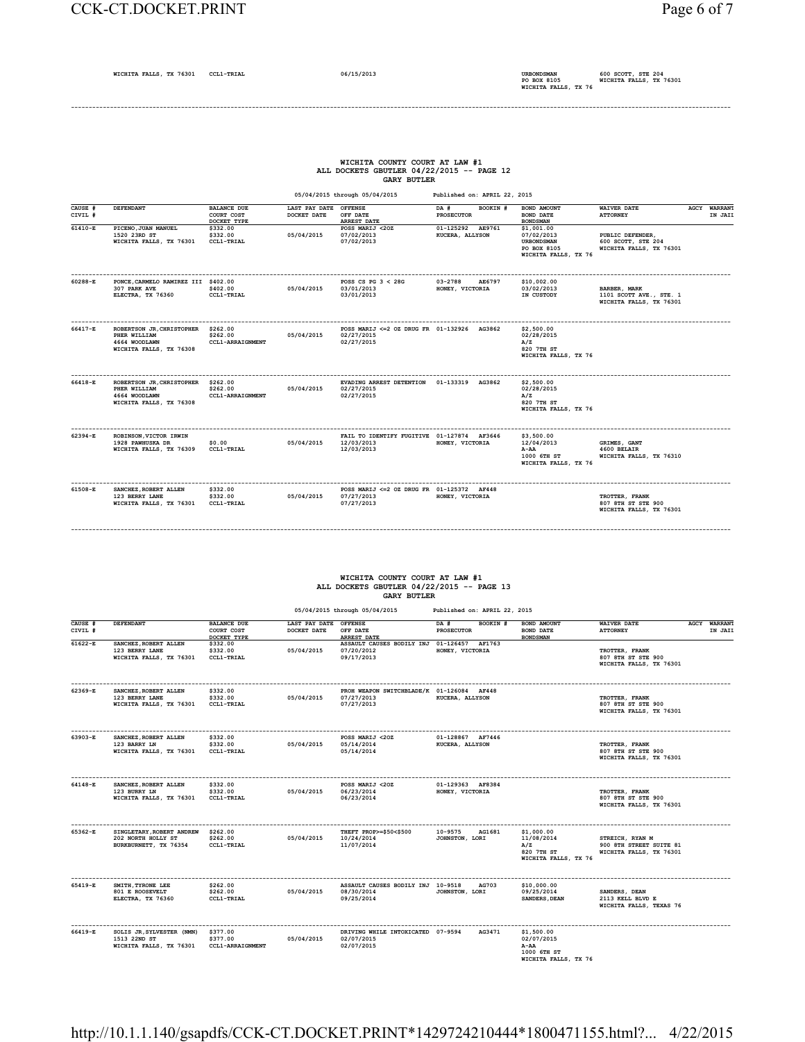| | | | | | | | |
|---|---|---|---|---|---|---|---|
| | WICHITA FALLS, TX 76301 | CCL1-TRIAL | | 06/15/2013 | | URBONDSMAN<br>PO BOX 8105<br>WICHITA FALLS, TX 76 | 600 SCOTT, STE 204<br>WICHITA FALLS, TX 76301 |

## WICHITA COUNTY COURT AT LAW #1
## ALL DOCKETS GBUTLER 04/22/2015 -- PAGE 12
### GARY BUTLER

05/04/2015 through 05/04/2015 Published on: APRIL 22, 2015

| CAUSE #<br>CIVIL # | DEFENDANT | BALANCE DUE<br>COURT COST<br>DOCKET TYPE | LAST PAY DATE<br>DOCKET DATE | OFFENSE<br>OFF DATE<br>ARREST DATE | DA # BOOKIN #<br>PROSECUTOR | BOND AMOUNT<br>BOND DATE<br>BONDSMAN | WAIVER DATE<br>ATTORNEY | AGCY | WARRANT<br>IN JAIL |
|---|---|---|---|---|---|---|---|---|---|
| 61410-E | PICENO,JUAN MANUEL<br>1520 23RD ST<br>WICHITA FALLS, TX 76301 | $332.00<br>$332.00<br>CCL1-TRIAL | 05/04/2015 | POSS MARIJ <2OZ<br>07/02/2013<br>07/02/2013 | 01-125292 AE9761<br>KUCERA, ALLYSON | $1,001.00<br>07/02/2013<br>URBONDSMAN<br>PO BOX 8105<br>WICHITA FALLS, TX 76 | PUBLIC DEFENDER,<br>600 SCOTT, STE 204<br>WICHITA FALLS, TX 76301 | | |
| 60288-E | PONCE,CARMELO RAMIREZ III<br>307 PARK AVE<br>ELECTRA, TX 76360 | $402.00<br>$402.00<br>CCL1-TRIAL | 05/04/2015 | POSS CS PG 3 < 28G<br>03/01/2013<br>03/01/2013 | 03-2788 AE6797<br>HONEY, VICTORIA | $10,002.00<br>03/02/2013<br>IN CUSTODY | BARBER, MARK<br>1101 SCOTT AVE., STE. 1<br>WICHITA FALLS, TX 76301 | | |
| 66417-E | ROBERTSON JR,CHRISTOPHER PHER WILLIAM<br>4664 WOODLAWN<br>WICHITA FALLS, TX 76308 | $262.00<br>$262.00<br>CCL1-ARRAIGNMENT | 05/04/2015 | POSS MARIJ <=2 OZ DRUG FR<br>02/27/2015<br>02/27/2015 | 01-132926 AG3862 | $2,500.00<br>02/28/2015<br>A/Z<br>820 7TH ST<br>WICHITA FALLS, TX 76 | | | |
| 66418-E | ROBERTSON JR,CHRISTOPHER PHER WILLIAM<br>4664 WOODLAWN<br>WICHITA FALLS, TX 76308 | $262.00<br>$262.00<br>CCL1-ARRAIGNMENT | 05/04/2015 | EVADING ARREST DETENTION<br>02/27/2015<br>02/27/2015 | 01-133319 AG3862 | $2,500.00<br>02/28/2015<br>A/Z<br>820 7TH ST<br>WICHITA FALLS, TX 76 | | | |
| 62394-E | ROBINSON,VICTOR IRWIN<br>1928 PAWHUSKA DR<br>WICHITA FALLS, TX 76309 | <br>$0.00<br>CCL1-TRIAL | 05/04/2015 | FAIL TO IDENTIFY FUGITIVE<br>12/03/2013<br>12/03/2013 | 01-127874 AF3646<br>HONEY, VICTORIA | $3,500.00<br>12/04/2013<br>A-AA<br>1000 6TH ST<br>WICHITA FALLS, TX 76 | GRIMES, GANT<br>4600 BELAIR<br>WICHITA FALLS, TX 76310 | | |
| 61508-E | SANCHEZ,ROBERT ALLEN<br>123 BERRY LANE<br>WICHITA FALLS, TX 76301 | $332.00<br>$332.00<br>CCL1-TRIAL | 05/04/2015 | POSS MARIJ <=2 OZ DRUG FR<br>07/27/2013<br>07/27/2013 | 01-125372 AF448<br>HONEY, VICTORIA | | TROTTER, FRANK<br>807 8TH ST STE 900<br>WICHITA FALLS, TX 76301 | | |

## WICHITA COUNTY COURT AT LAW #1
## ALL DOCKETS GBUTLER 04/22/2015 -- PAGE 13
### GARY BUTLER

05/04/2015 through 05/04/2015 Published on: APRIL 22, 2015

| CAUSE #<br>CIVIL # | DEFENDANT | BALANCE DUE<br>COURT COST<br>DOCKET TYPE | LAST PAY DATE<br>DOCKET DATE | OFFENSE<br>OFF DATE<br>ARREST DATE | DA # BOOKIN #<br>PROSECUTOR | BOND AMOUNT<br>BOND DATE<br>BONDSMAN | WAIVER DATE<br>ATTORNEY | AGCY | WARRANT<br>IN JAIL |
|---|---|---|---|---|---|---|---|---|---|
| 61622-E | SANCHEZ,ROBERT ALLEN<br>123 BERRY LANE<br>WICHITA FALLS, TX 76301 | $332.00<br>$332.00<br>CCL1-TRIAL | 05/04/2015 | ASSAULT CAUSES BODILY INJ<br>07/20/2012<br>09/17/2013 | 01-126457 AF1763<br>HONEY, VICTORIA | | TROTTER, FRANK<br>807 8TH ST STE 900<br>WICHITA FALLS, TX 76301 | | |
| 62369-E | SANCHEZ,ROBERT ALLEN<br>123 BERRY LANE<br>WICHITA FALLS, TX 76301 | $332.00<br>$332.00<br>CCL1-TRIAL | 05/04/2015 | PROH WEAPON SWITCHBLADE/K<br>07/27/2013<br>07/27/2013 | 01-126084 AF448<br>KUCERA, ALLYSON | | TROTTER, FRANK<br>807 8TH ST STE 900<br>WICHITA FALLS, TX 76301 | | |
| 63903-E | SANCHEZ,ROBERT ALLEN<br>123 BARRY LN<br>WICHITA FALLS, TX 76301 | $332.00<br>$332.00<br>CCL1-TRIAL | 05/04/2015 | POSS MARIJ <2OZ<br>05/14/2014<br>05/14/2014 | 01-128867 AF7446<br>KUCERA, ALLYSON | | TROTTER, FRANK<br>807 8TH ST STE 900<br>WICHITA FALLS, TX 76301 | | |
| 64148-E | SANCHEZ,ROBERT ALLEN<br>123 BURRY LN<br>WICHITA FALLS, TX 76301 | $332.00<br>$332.00<br>CCL1-TRIAL | 05/04/2015 | POSS MARIJ <2OZ<br>06/23/2014<br>06/23/2014 | 01-129363 AF8384<br>HONEY, VICTORIA | | TROTTER, FRANK<br>807 8TH ST STE 900<br>WICHITA FALLS, TX 76301 | | |
| 65362-E | SINGLETARY,ROBERT ANDREW<br>202 NORTH HOLLY ST<br>BURKBURNETT, TX 76354 | $262.00<br>$262.00<br>CCL1-TRIAL | 05/04/2015 | THEFT PROP>=$50<$500<br>10/24/2014<br>11/07/2014 | 10-9575 AG1681<br>JOHNSTON, LORI | $1,000.00<br>11/08/2014<br>A/Z<br>820 7TH ST<br>WICHITA FALLS, TX 76 | STREICH, RYAN M<br>900 8TH STREET SUITE 81<br>WICHITA FALLS, TX 76301 | | |
| 65419-E | SMITH,TYRONE LEE<br>801 E ROOSEVELT<br>ELECTRA, TX 76360 | $262.00<br>$262.00<br>CCL1-TRIAL | 05/04/2015 | ASSAULT CAUSES BODILY INJ<br>08/30/2014<br>09/25/2014 | 10-9518 AG703<br>JOHNSTON, LORI | $10,000.00<br>09/25/2014<br>SANDERS,DEAN | SANDERS, DEAN<br>2113 KELL BLVD E<br>WICHITA FALLS, TEXAS 76 | | |
| 66419-E | SOLIS JR,SYLVESTER (NMN)<br>1513 22ND ST<br>WICHITA FALLS, TX 76301 | $377.00<br>$377.00<br>CCL1-ARRAIGNMENT | 05/04/2015 | DRIVING WHILE INTOXICATED<br>02/07/2015<br>02/07/2015 | 07-9594 AG3471 | $1,500.00<br>02/07/2015<br>A-AA<br>1000 6TH ST<br>WICHITA FALLS, TX 76 | | | |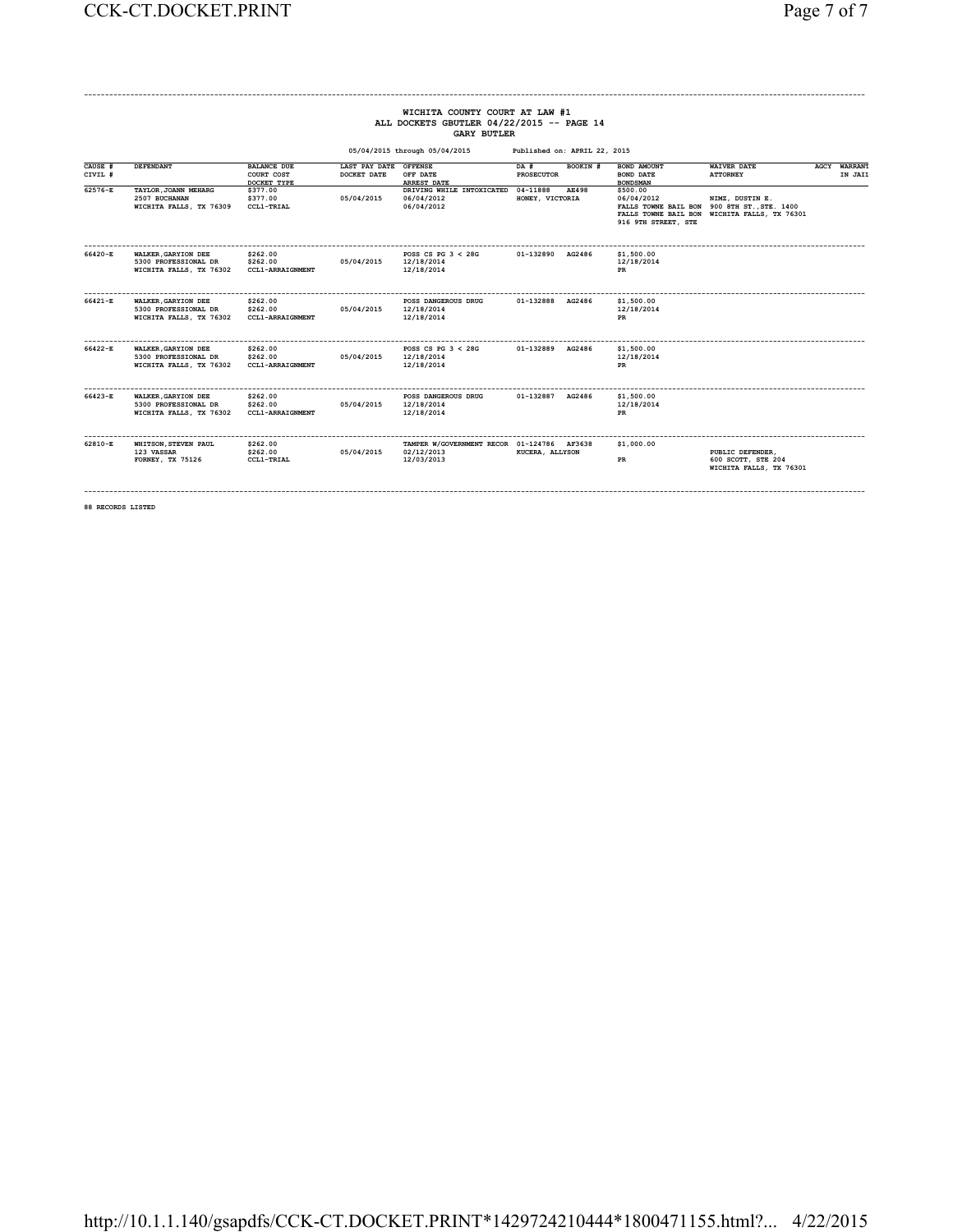# WICHITA COUNTY COURT AT LAW #1
## ALL DOCKETS GBUTLER 04/22/2015 -- PAGE 14
### GARY BUTLER

05/04/2015 through 05/04/2015 Published on: APRIL 22, 2015

| CAUSE # / CIVIL # | DEFENDANT | BALANCE DUE / COURT COST / DOCKET TYPE | LAST PAY DATE / DOCKET DATE | OFFENSE / OFF DATE / ARREST DATE | DA # / PROSECUTOR | BOOKIN # | BOND AMOUNT / BOND DATE / BONDSMAN | WAIVER DATE / ATTORNEY | AGCY | WARRANT / IN JAIL |
|---|---|---|---|---|---|---|---|---|---|---|
| 62576-E | TAYLOR,JOANN MEHARG<br>2507 BUCHANAN<br>WICHITA FALLS, TX 76309 | $377.00<br>$377.00<br>CCL1-TRIAL | <br>05/04/2015 | DRIVING WHILE INTOXICATED<br>06/04/2012<br>06/04/2012 | 04-11888<br>HONEY, VICTORIA | AE498 | $500.00<br>06/04/2012<br>FALLS TOWNE BAIL BON<br>FALLS TOWNE BAIL BON<br>916 9TH STREET, STE | NIMZ, DUSTIN E.<br>900 8TH ST.,STE. 1400<br>WICHITA FALLS, TX 76301 | | |
| 66420-E | WALKER,GARYION DEE<br>5300 PROFESSIONAL DR<br>WICHITA FALLS, TX 76302 | $262.00<br>$262.00<br>CCL1-ARRAIGNMENT | <br>05/04/2015 | POSS CS PG 3 < 28G<br>12/18/2014<br>12/18/2014 | 01-132890 | AG2486 | $1,500.00<br>12/18/2014<br>PR | | | |
| 66421-E | WALKER,GARYION DEE<br>5300 PROFESSIONAL DR<br>WICHITA FALLS, TX 76302 | $262.00<br>$262.00<br>CCL1-ARRAIGNMENT | <br>05/04/2015 | POSS DANGEROUS DRUG<br>12/18/2014<br>12/18/2014 | 01-132888 | AG2486 | $1,500.00<br>12/18/2014<br>PR | | | |
| 66422-E | WALKER,GARYION DEE<br>5300 PROFESSIONAL DR<br>WICHITA FALLS, TX 76302 | $262.00<br>$262.00<br>CCL1-ARRAIGNMENT | <br>05/04/2015 | POSS CS PG 3 < 28G<br>12/18/2014<br>12/18/2014 | 01-132889 | AG2486 | $1,500.00<br>12/18/2014<br>PR | | | |
| 66423-E | WALKER,GARYION DEE<br>5300 PROFESSIONAL DR<br>WICHITA FALLS, TX 76302 | $262.00<br>$262.00<br>CCL1-ARRAIGNMENT | <br>05/04/2015 | POSS DANGEROUS DRUG<br>12/18/2014<br>12/18/2014 | 01-132887 | AG2486 | $1,500.00<br>12/18/2014<br>PR | | | |
| 62810-E | WHITSON,STEVEN PAUL<br>123 VASSAR<br>FORNEY, TX 75126 | $262.00<br>$262.00<br>CCL1-TRIAL | <br>05/04/2015 | TAMPER W/GOVERNMENT RECOR<br>02/12/2013<br>12/03/2013 | 01-124786<br>KUCERA, ALLYSON | AF3638 | $1,000.00<br><br>PR | <br>PUBLIC DEFENDER,<br>600 SCOTT, STE 204<br>WICHITA FALLS, TX 76301 | | |

88 RECORDS LISTED